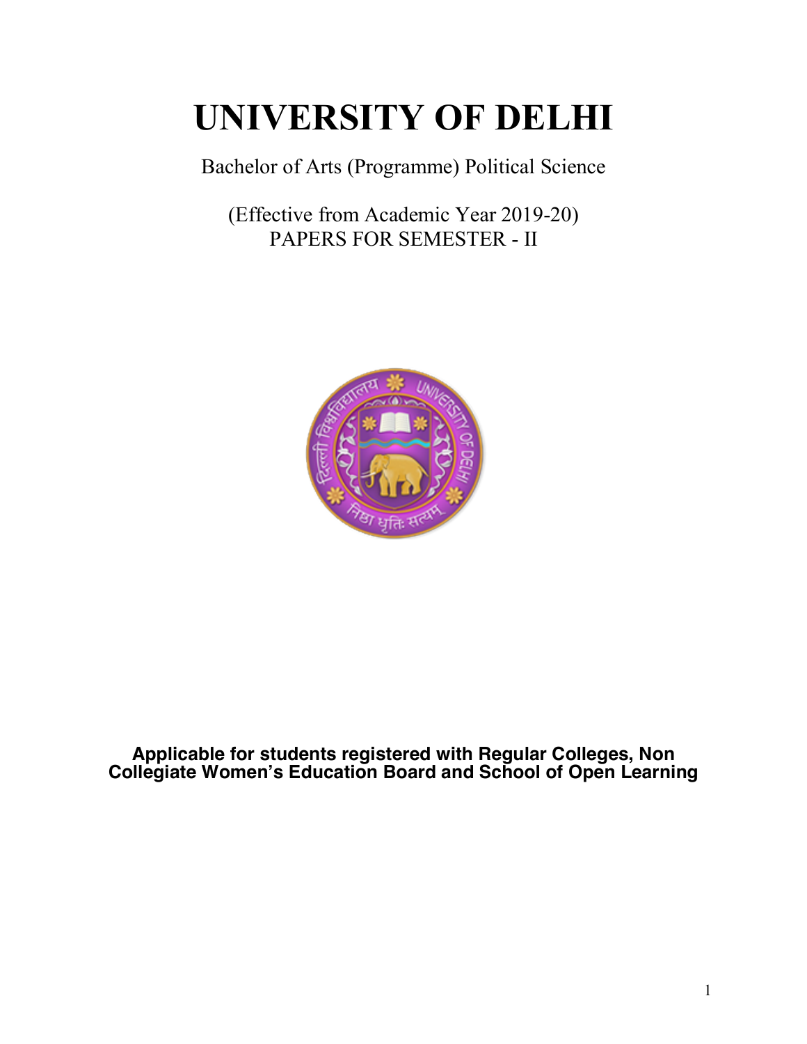# UNIVERSITY OF DELHI

Bachelor of Arts (Programme) Political Science

(Effective from Academic Year 2019-20)
PAPERS FOR SEMESTER - II

**Applicable for students registered with Regular Colleges, Non Collegiate Women's Education Board and School of Open Learning**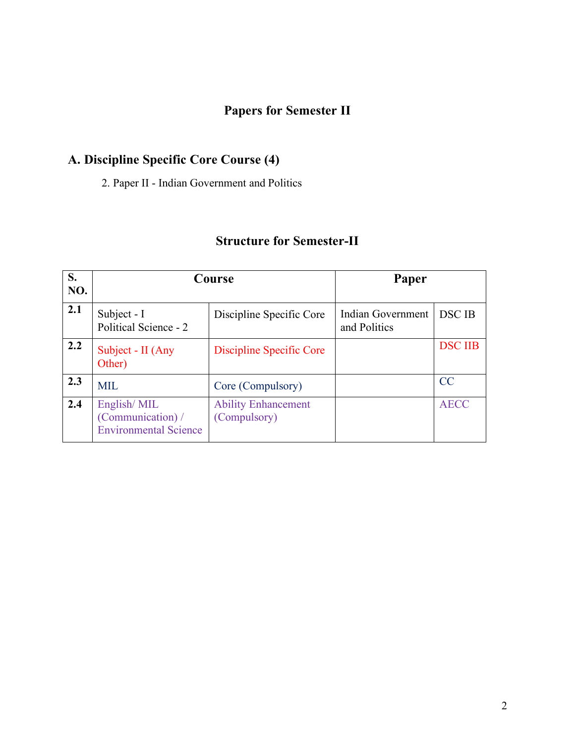## Papers for Semester II

### A. Discipline Specific Core Course (4)

2. Paper II - Indian Government and Politics

## Structure for Semester-II

| S. NO. | Course | | Paper | |
|---|---|---|---|---|
| 2.1 | Subject - I<br>Political Science - 2 | Discipline Specific Core | Indian Government and Politics | DSC IB |
| 2.2 | Subject - II (Any Other) | Discipline Specific Core | | DSC IIB |
| 2.3 | MIL | Core (Compulsory) | | CC |
| 2.4 | English/ MIL (Communication) / Environmental Science | Ability Enhancement (Compulsory) | | AECC |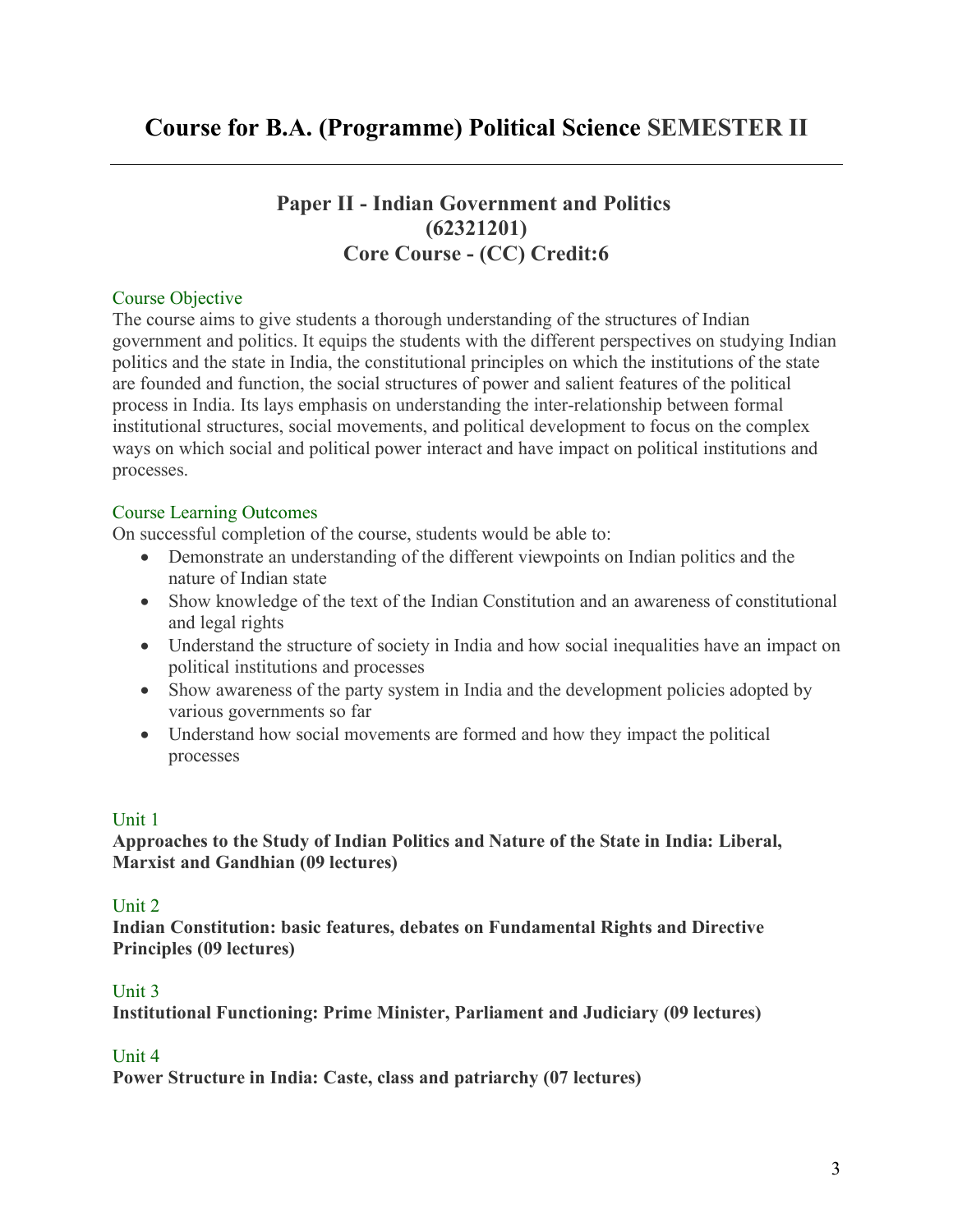# Course for B.A. (Programme) Political Science SEMESTER II

## Paper II - Indian Government and Politics (62321201) Core Course - (CC) Credit:6

### Course Objective

The course aims to give students a thorough understanding of the structures of Indian government and politics. It equips the students with the different perspectives on studying Indian politics and the state in India, the constitutional principles on which the institutions of the state are founded and function, the social structures of power and salient features of the political process in India. Its lays emphasis on understanding the inter-relationship between formal institutional structures, social movements, and political development to focus on the complex ways on which social and political power interact and have impact on political institutions and processes.

### Course Learning Outcomes

On successful completion of the course, students would be able to:

- Demonstrate an understanding of the different viewpoints on Indian politics and the nature of Indian state
- Show knowledge of the text of the Indian Constitution and an awareness of constitutional and legal rights
- Understand the structure of society in India and how social inequalities have an impact on political institutions and processes
- Show awareness of the party system in India and the development policies adopted by various governments so far
- Understand how social movements are formed and how they impact the political processes

### Unit 1

**Approaches to the Study of Indian Politics and Nature of the State in India: Liberal, Marxist and Gandhian (09 lectures)**

### Unit 2

**Indian Constitution: basic features, debates on Fundamental Rights and Directive Principles (09 lectures)**

### Unit 3

**Institutional Functioning: Prime Minister, Parliament and Judiciary (09 lectures)**

### Unit 4

**Power Structure in India: Caste, class and patriarchy (07 lectures)**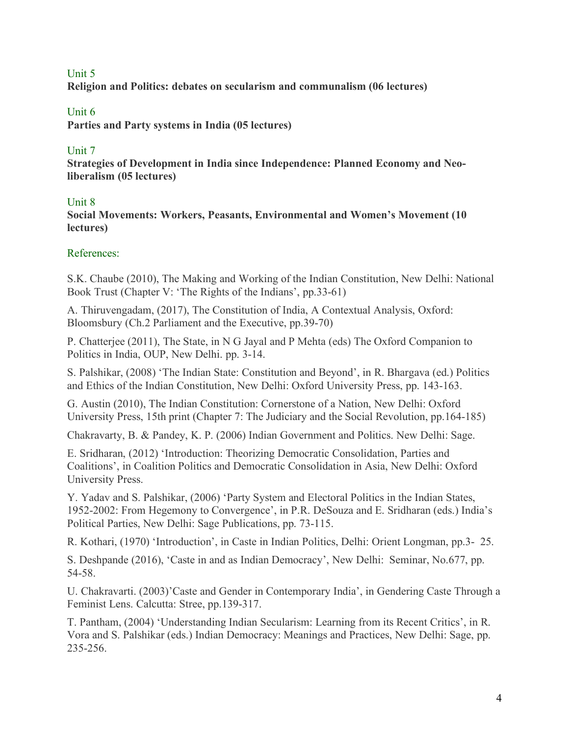Unit 5

**Religion and Politics: debates on secularism and communalism (06 lectures)**

Unit 6

**Parties and Party systems in India (05 lectures)**

Unit 7

**Strategies of Development in India since Independence: Planned Economy and Neo-liberalism (05 lectures)**

Unit 8

**Social Movements: Workers, Peasants, Environmental and Women's Movement (10 lectures)**

References:

S.K. Chaube (2010), The Making and Working of the Indian Constitution, New Delhi: National Book Trust (Chapter V: 'The Rights of the Indians', pp.33-61)

A. Thiruvengadam, (2017), The Constitution of India, A Contextual Analysis, Oxford: Bloomsbury (Ch.2 Parliament and the Executive, pp.39-70)

P. Chatterjee (2011), The State, in N G Jayal and P Mehta (eds) The Oxford Companion to Politics in India, OUP, New Delhi. pp. 3-14.

S. Palshikar, (2008) 'The Indian State: Constitution and Beyond', in R. Bhargava (ed.) Politics and Ethics of the Indian Constitution, New Delhi: Oxford University Press, pp. 143-163.

G. Austin (2010), The Indian Constitution: Cornerstone of a Nation, New Delhi: Oxford University Press, 15th print (Chapter 7: The Judiciary and the Social Revolution, pp.164-185)

Chakravarty, B. & Pandey, K. P. (2006) Indian Government and Politics. New Delhi: Sage.

E. Sridharan, (2012) 'Introduction: Theorizing Democratic Consolidation, Parties and Coalitions', in Coalition Politics and Democratic Consolidation in Asia, New Delhi: Oxford University Press.

Y. Yadav and S. Palshikar, (2006) 'Party System and Electoral Politics in the Indian States, 1952-2002: From Hegemony to Convergence', in P.R. DeSouza and E. Sridharan (eds.) India's Political Parties, New Delhi: Sage Publications, pp. 73-115.

R. Kothari, (1970) 'Introduction', in Caste in Indian Politics, Delhi: Orient Longman, pp.3- 25.

S. Deshpande (2016), 'Caste in and as Indian Democracy', New Delhi: Seminar, No.677, pp. 54-58.

U. Chakravarti. (2003)'Caste and Gender in Contemporary India', in Gendering Caste Through a Feminist Lens. Calcutta: Stree, pp.139-317.

T. Pantham, (2004) 'Understanding Indian Secularism: Learning from its Recent Critics', in R. Vora and S. Palshikar (eds.) Indian Democracy: Meanings and Practices, New Delhi: Sage, pp. 235-256.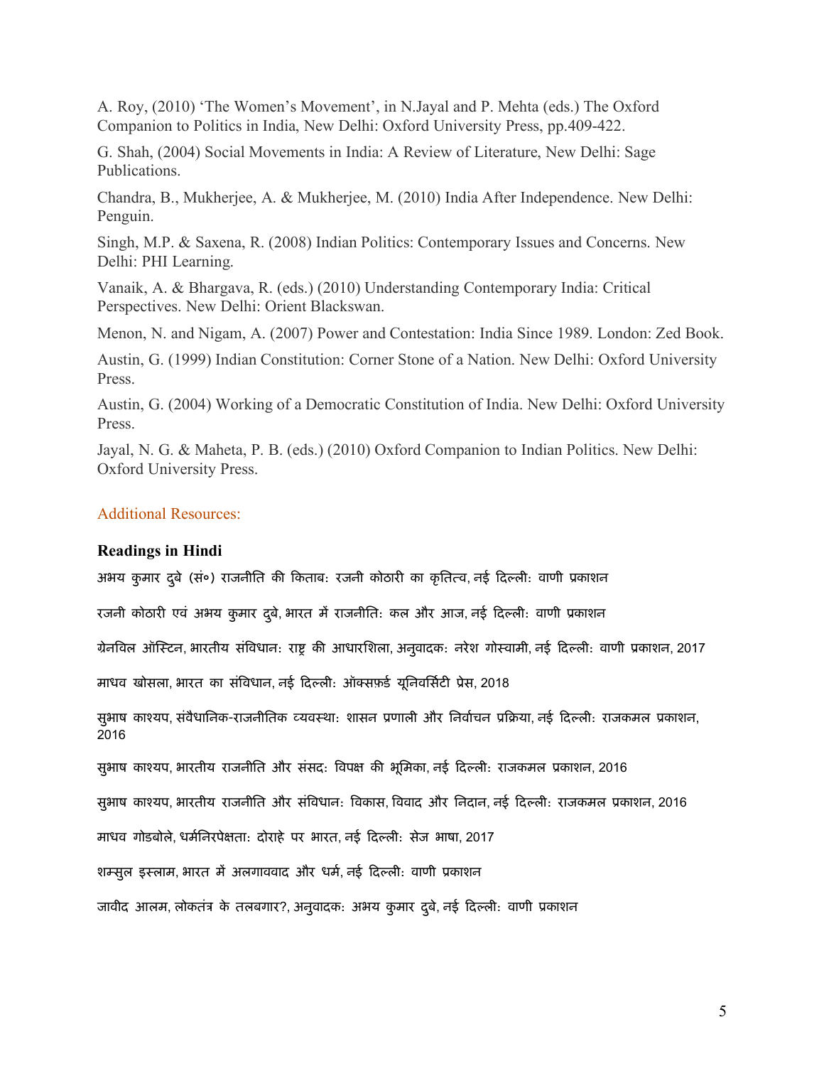A. Roy, (2010) 'The Women's Movement', in N.Jayal and P. Mehta (eds.) The Oxford Companion to Politics in India, New Delhi: Oxford University Press, pp.409-422.

G. Shah, (2004) Social Movements in India: A Review of Literature, New Delhi: Sage Publications.

Chandra, B., Mukherjee, A. & Mukherjee, M. (2010) India After Independence. New Delhi: Penguin.

Singh, M.P. & Saxena, R. (2008) Indian Politics: Contemporary Issues and Concerns. New Delhi: PHI Learning.

Vanaik, A. & Bhargava, R. (eds.) (2010) Understanding Contemporary India: Critical Perspectives. New Delhi: Orient Blackswan.

Menon, N. and Nigam, A. (2007) Power and Contestation: India Since 1989. London: Zed Book.

Austin, G. (1999) Indian Constitution: Corner Stone of a Nation. New Delhi: Oxford University Press.

Austin, G. (2004) Working of a Democratic Constitution of India. New Delhi: Oxford University Press.

Jayal, N. G. & Maheta, P. B. (eds.) (2010) Oxford Companion to Indian Politics. New Delhi: Oxford University Press.

## Additional Resources:

**Readings in Hindi**

अभय कुमार दुबे (सं०) राजनीति की किताबः रजनी कोठारी का कृतित्व, नई दिल्लीः वाणी प्रकाशन

रजनी कोठारी एवं अभय कुमार दुबे, भारत में राजनीतिः कल और आज, नई दिल्लीः वाणी प्रकाशन

ग्रेनविल ऑस्टिन, भारतीय संविधानः राष्ट्र की आधारशिला, अनुवादकः नरेश गोस्वामी, नई दिल्लीः वाणी प्रकाशन, 2017

माधव खोसला, भारत का संविधान, नई दिल्लीः ऑक्सफ़र्ड यूनिवर्सिटी प्रेस, 2018

सुभाष काश्यप, संवैधानिक-राजनीतिक व्यवस्थाः शासन प्रणाली और निर्वाचन प्रक्रिया, नई दिल्लीः राजकमल प्रकाशन, 2016

सुभाष काश्यप, भारतीय राजनीति और संसदः विपक्ष की भूमिका, नई दिल्लीः राजकमल प्रकाशन, 2016

सुभाष काश्यप, भारतीय राजनीति और संविधानः विकास, विवाद और निदान, नई दिल्लीः राजकमल प्रकाशन, 2016

माधव गोडबोले, धर्मनिरपेक्षताः दोराहे पर भारत, नई दिल्लीः सेज भाषा, 2017

शम्सुल इस्लाम, भारत में अलगाववाद और धर्म, नई दिल्लीः वाणी प्रकाशन

जावीद आलम, लोकतंत्र के तलबगार?, अनुवादकः अभय कुमार दुबे, नई दिल्लीः वाणी प्रकाशन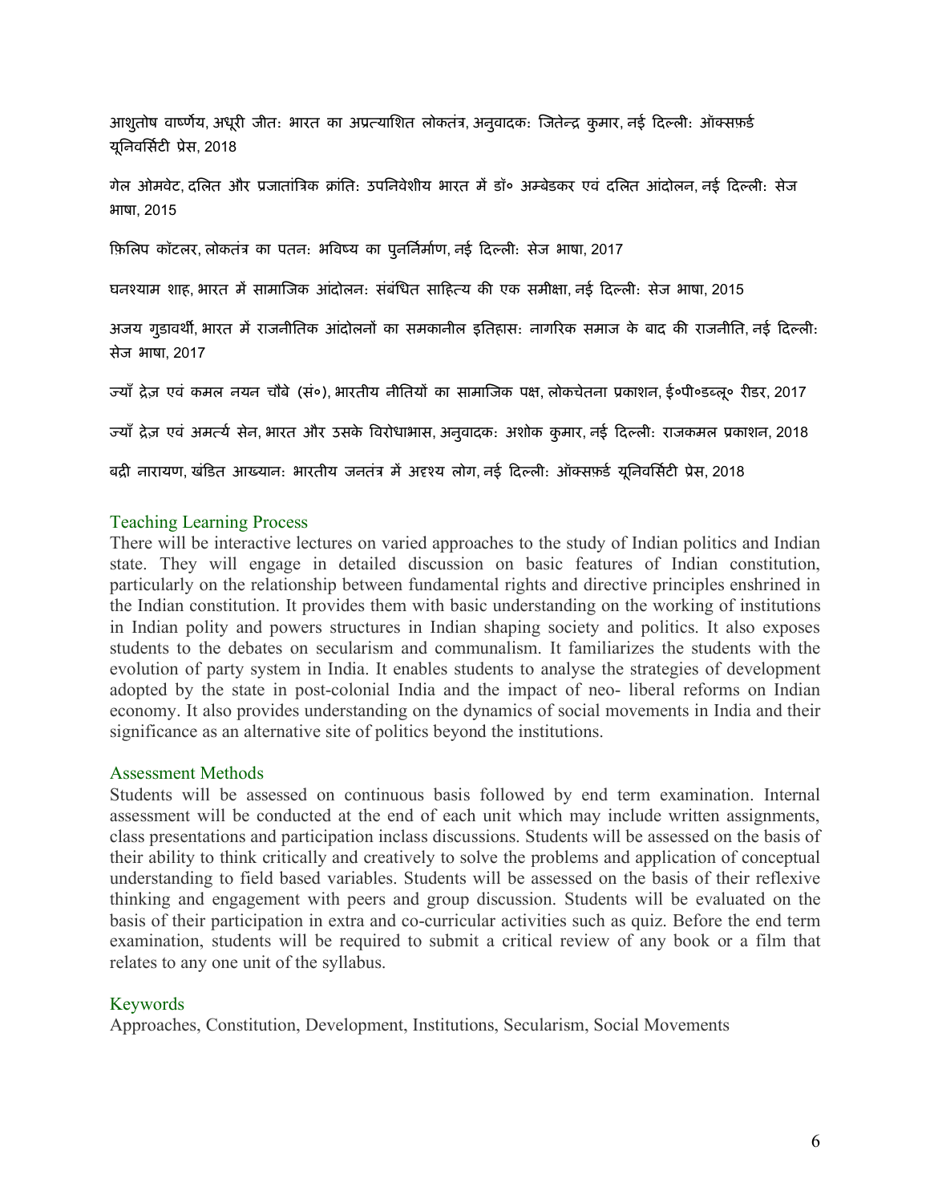आशुतोष वार्ष्णेय, अधूरी जीतः भारत का अप्रत्याशित लोकतंत्र, अनुवादकः जितेन्द्र कुमार, नई दिल्लीः ऑक्सफ़र्ड यूनिवर्सिटी प्रेस, 2018

गेल ओमवेट, दलित और प्रजातांत्रिक क्रांतिः उपनिवेशीय भारत में डॉ॰ अम्बेडकर एवं दलित आंदोलन, नई दिल्लीः सेज भाषा, 2015

फ़िलिप कॉटलर, लोकतंत्र का पतनः भविष्य का पुनर्निर्माण, नई दिल्लीः सेज भाषा, 2017

घनश्याम शाह, भारत में सामाजिक आंदोलनः संबंधित साहित्य की एक समीक्षा, नई दिल्लीः सेज भाषा, 2015

अजय गुडावर्थी, भारत में राजनीतिक आंदोलनों का समकालीन इतिहासः नागरिक समाज के बाद की राजनीति, नई दिल्लीः सेज भाषा, 2017

ज्याँ द्रेज़ एवं कमल नयन चौबे (सं॰), भारतीय नीतियों का सामाजिक पक्ष, लोकचेतना प्रकाशन, ई॰पी॰डब्लू॰ रीडर, 2017

ज्याँ द्रेज़ एवं अमर्त्य सेन, भारत और उसके विरोधाभास, अनुवादकः अशोक कुमार, नई दिल्लीः राजकमल प्रकाशन, 2018

बद्री नारायण, खंडित आख्यानः भारतीय जनतंत्र में अदृश्य लोग, नई दिल्लीः ऑक्सफ़र्ड यूनिवर्सिटी प्रेस, 2018

## Teaching Learning Process

There will be interactive lectures on varied approaches to the study of Indian politics and Indian state. They will engage in detailed discussion on basic features of Indian constitution, particularly on the relationship between fundamental rights and directive principles enshrined in the Indian constitution. It provides them with basic understanding on the working of institutions in Indian polity and powers structures in Indian shaping society and politics. It also exposes students to the debates on secularism and communalism. It familiarizes the students with the evolution of party system in India. It enables students to analyse the strategies of development adopted by the state in post-colonial India and the impact of neo- liberal reforms on Indian economy. It also provides understanding on the dynamics of social movements in India and their significance as an alternative site of politics beyond the institutions.

## Assessment Methods

Students will be assessed on continuous basis followed by end term examination. Internal assessment will be conducted at the end of each unit which may include written assignments, class presentations and participation inclass discussions. Students will be assessed on the basis of their ability to think critically and creatively to solve the problems and application of conceptual understanding to field based variables. Students will be assessed on the basis of their reflexive thinking and engagement with peers and group discussion. Students will be evaluated on the basis of their participation in extra and co-curricular activities such as quiz. Before the end term examination, students will be required to submit a critical review of any book or a film that relates to any one unit of the syllabus.

## Keywords

Approaches, Constitution, Development, Institutions, Secularism, Social Movements